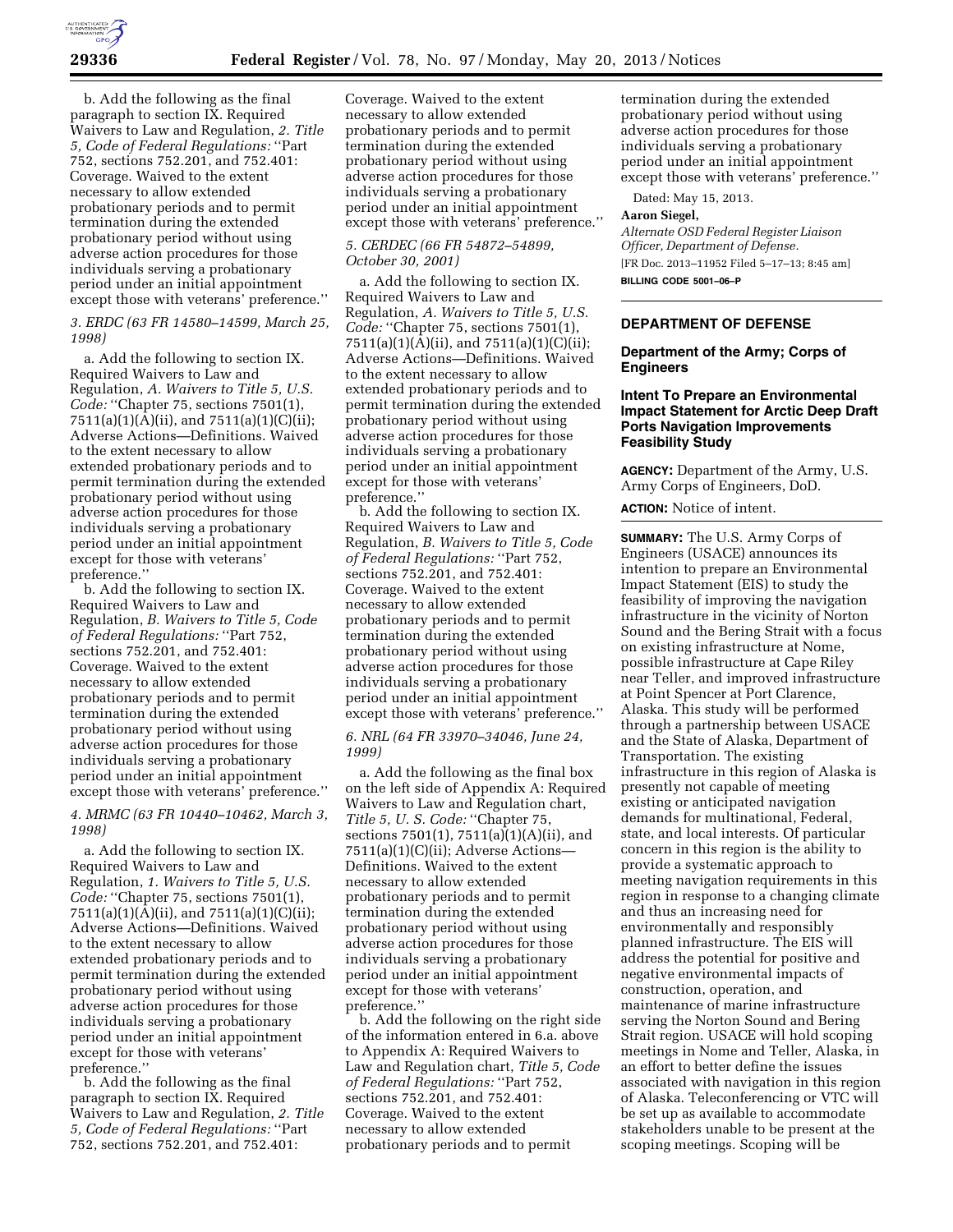b. Add the following as the final paragraph to section IX. Required Waivers to Law and Regulation, *2. Title 5, Code of Federal Regulations:* ''Part 752, sections 752.201, and 752.401: Coverage. Waived to the extent necessary to allow extended probationary periods and to permit termination during the extended probationary period without using adverse action procedures for those individuals serving a probationary period under an initial appointment except those with veterans' preference.''

*3. ERDC (63 FR 14580–14599, March 25, 1998)*

a. Add the following to section IX. Required Waivers to Law and Regulation, *A. Waivers to Title 5, U.S. Code:* ''Chapter 75, sections 7501(1), 7511(a)(1)(A)(ii), and 7511(a)(1)(C)(ii); Adverse Actions—Definitions. Waived to the extent necessary to allow extended probationary periods and to permit termination during the extended probationary period without using adverse action procedures for those individuals serving a probationary period under an initial appointment except for those with veterans' preference.''

b. Add the following to section IX. Required Waivers to Law and Regulation, *B. Waivers to Title 5, Code of Federal Regulations:* ''Part 752, sections 752.201, and 752.401: Coverage. Waived to the extent necessary to allow extended probationary periods and to permit termination during the extended probationary period without using adverse action procedures for those individuals serving a probationary period under an initial appointment except those with veterans' preference.''

*4. MRMC (63 FR 10440–10462, March 3, 1998)*

a. Add the following to section IX. Required Waivers to Law and Regulation, *1. Waivers to Title 5, U.S. Code:* ''Chapter 75, sections 7501(1), 7511(a)(1)(A)(ii), and 7511(a)(1)(C)(ii); Adverse Actions—Definitions. Waived to the extent necessary to allow extended probationary periods and to permit termination during the extended probationary period without using adverse action procedures for those individuals serving a probationary period under an initial appointment except for those with veterans' preference.''

b. Add the following as the final paragraph to section IX. Required Waivers to Law and Regulation, *2. Title 5, Code of Federal Regulations:* ''Part 752, sections 752.201, and 752.401: Coverage. Waived to the extent necessary to allow extended probationary periods and to permit termination during the extended probationary period without using adverse action procedures for those individuals serving a probationary period under an initial appointment except those with veterans' preference.''

*5. CERDEC (66 FR 54872–54899, October 30, 2001)*

a. Add the following to section IX. Required Waivers to Law and Regulation, *A. Waivers to Title 5, U.S. Code:* ''Chapter 75, sections 7501(1), 7511(a)(1)(A)(ii), and 7511(a)(1)(C)(ii); Adverse Actions—Definitions. Waived to the extent necessary to allow extended probationary periods and to permit termination during the extended probationary period without using adverse action procedures for those individuals serving a probationary period under an initial appointment except for those with veterans' preference.''

b. Add the following to section IX. Required Waivers to Law and Regulation, *B. Waivers to Title 5, Code of Federal Regulations:* ''Part 752, sections 752.201, and 752.401: Coverage. Waived to the extent necessary to allow extended probationary periods and to permit termination during the extended probationary period without using adverse action procedures for those individuals serving a probationary period under an initial appointment except those with veterans' preference.''

*6. NRL (64 FR 33970–34046, June 24, 1999)*

a. Add the following as the final box on the left side of Appendix A: Required Waivers to Law and Regulation chart, *Title 5, U. S. Code:* ''Chapter 75, sections 7501(1), 7511(a)(1)(A)(ii), and 7511(a)(1)(C)(ii); Adverse Actions—Definitions. Waived to the extent necessary to allow extended probationary periods and to permit termination during the extended probationary period without using adverse action procedures for those individuals serving a probationary period under an initial appointment except for those with veterans' preference.''

b. Add the following on the right side of the information entered in 6.a. above to Appendix A: Required Waivers to Law and Regulation chart, *Title 5, Code of Federal Regulations:* ''Part 752, sections 752.201, and 752.401: Coverage. Waived to the extent necessary to allow extended probationary periods and to permit termination during the extended probationary period without using adverse action procedures for those individuals serving a probationary period under an initial appointment except those with veterans' preference.''

Dated: May 15, 2013.

**Aaron Siegel,**

*Alternate OSD Federal Register Liaison Officer, Department of Defense.*

[FR Doc. 2013–11952 Filed 5–17–13; 8:45 am]

**BILLING CODE 5001–06–P**

---

## DEPARTMENT OF DEFENSE

### Department of the Army; Corps of Engineers

### Intent To Prepare an Environmental Impact Statement for Arctic Deep Draft Ports Navigation Improvements Feasibility Study

**AGENCY:** Department of the Army, U.S. Army Corps of Engineers, DoD.

**ACTION:** Notice of intent.

**SUMMARY:** The U.S. Army Corps of Engineers (USACE) announces its intention to prepare an Environmental Impact Statement (EIS) to study the feasibility of improving the navigation infrastructure in the vicinity of Norton Sound and the Bering Strait with a focus on existing infrastructure at Nome, possible infrastructure at Cape Riley near Teller, and improved infrastructure at Point Spencer at Port Clarence, Alaska. This study will be performed through a partnership between USACE and the State of Alaska, Department of Transportation. The existing infrastructure in this region of Alaska is presently not capable of meeting existing or anticipated navigation demands for multinational, Federal, state, and local interests. Of particular concern in this region is the ability to provide a systematic approach to meeting navigation requirements in this region in response to a changing climate and thus an increasing need for environmentally and responsibly planned infrastructure. The EIS will address the potential for positive and negative environmental impacts of construction, operation, and maintenance of marine infrastructure serving the Norton Sound and Bering Strait region. USACE will hold scoping meetings in Nome and Teller, Alaska, in an effort to better define the issues associated with navigation in this region of Alaska. Teleconferencing or VTC will be set up as available to accommodate stakeholders unable to be present at the scoping meetings. Scoping will be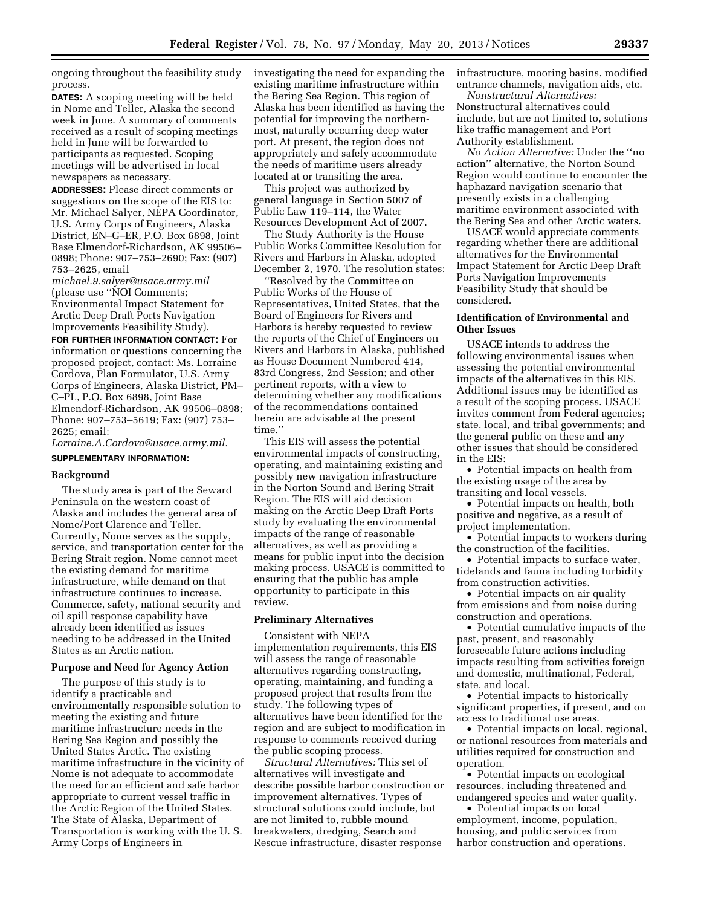ongoing throughout the feasibility study process.

**DATES:** A scoping meeting will be held in Nome and Teller, Alaska the second week in June. A summary of comments received as a result of scoping meetings held in June will be forwarded to participants as requested. Scoping meetings will be advertised in local newspapers as necessary.

**ADDRESSES:** Please direct comments or suggestions on the scope of the EIS to: Mr. Michael Salyer, NEPA Coordinator, U.S. Army Corps of Engineers, Alaska District, EN–G–ER, P.O. Box 6898, Joint Base Elmendorf-Richardson, AK 99506–0898; Phone: 907–753–2690; Fax: (907) 753–2625, email *michael.9.salyer@usace.army.mil* (please use ''NOI Comments; Environmental Impact Statement for Arctic Deep Draft Ports Navigation Improvements Feasibility Study).

**FOR FURTHER INFORMATION CONTACT:** For information or questions concerning the proposed project, contact: Ms. Lorraine Cordova, Plan Formulator, U.S. Army Corps of Engineers, Alaska District, PM–C–PL, P.O. Box 6898, Joint Base Elmendorf-Richardson, AK 99506–0898; Phone: 907–753–5619; Fax: (907) 753–2625; email: *Lorraine.A.Cordova@usace.army.mil.*

**SUPPLEMENTARY INFORMATION:**

## Background

The study area is part of the Seward Peninsula on the western coast of Alaska and includes the general area of Nome/Port Clarence and Teller. Currently, Nome serves as the supply, service, and transportation center for the Bering Strait region. Nome cannot meet the existing demand for maritime infrastructure, while demand on that infrastructure continues to increase. Commerce, safety, national security and oil spill response capability have already been identified as issues needing to be addressed in the United States as an Arctic nation.

## Purpose and Need for Agency Action

The purpose of this study is to identify a practicable and environmentally responsible solution to meeting the existing and future maritime infrastructure needs in the Bering Sea Region and possibly the United States Arctic. The existing maritime infrastructure in the vicinity of Nome is not adequate to accommodate the need for an efficient and safe harbor appropriate to current vessel traffic in the Arctic Region of the United States. The State of Alaska, Department of Transportation is working with the U. S. Army Corps of Engineers in investigating the need for expanding the existing maritime infrastructure within the Bering Sea Region. This region of Alaska has been identified as having the potential for improving the northern-most, naturally occurring deep water port. At present, the region does not appropriately and safely accommodate the needs of maritime users already located at or transiting the area.

This project was authorized by general language in Section 5007 of Public Law 119–114, the Water Resources Development Act of 2007.

The Study Authority is the House Public Works Committee Resolution for Rivers and Harbors in Alaska, adopted December 2, 1970. The resolution states:

''Resolved by the Committee on Public Works of the House of Representatives, United States, that the Board of Engineers for Rivers and Harbors is hereby requested to review the reports of the Chief of Engineers on Rivers and Harbors in Alaska, published as House Document Numbered 414, 83rd Congress, 2nd Session; and other pertinent reports, with a view to determining whether any modifications of the recommendations contained herein are advisable at the present time.''

This EIS will assess the potential environmental impacts of constructing, operating, and maintaining existing and possibly new navigation infrastructure in the Norton Sound and Bering Strait Region. The EIS will aid decision making on the Arctic Deep Draft Ports study by evaluating the environmental impacts of the range of reasonable alternatives, as well as providing a means for public input into the decision making process. USACE is committed to ensuring that the public has ample opportunity to participate in this review.

## Preliminary Alternatives

Consistent with NEPA implementation requirements, this EIS will assess the range of reasonable alternatives regarding constructing, operating, maintaining, and funding a proposed project that results from the study. The following types of alternatives have been identified for the region and are subject to modification in response to comments received during the public scoping process.

*Structural Alternatives:* This set of alternatives will investigate and describe possible harbor construction or improvement alternatives. Types of structural solutions could include, but are not limited to, rubble mound breakwaters, dredging, Search and Rescue infrastructure, disaster response infrastructure, mooring basins, modified entrance channels, navigation aids, etc.

*Nonstructural Alternatives:* Nonstructural alternatives could include, but are not limited to, solutions like traffic management and Port Authority establishment.

*No Action Alternative:* Under the ''no action'' alternative, the Norton Sound Region would continue to encounter the haphazard navigation scenario that presently exists in a challenging maritime environment associated with the Bering Sea and other Arctic waters.

USACE would appreciate comments regarding whether there are additional alternatives for the Environmental Impact Statement for Arctic Deep Draft Ports Navigation Improvements Feasibility Study that should be considered.

## Identification of Environmental and Other Issues

USACE intends to address the following environmental issues when assessing the potential environmental impacts of the alternatives in this EIS. Additional issues may be identified as a result of the scoping process. USACE invites comment from Federal agencies; state, local, and tribal governments; and the general public on these and any other issues that should be considered in the EIS:

- Potential impacts on health from the existing usage of the area by transiting and local vessels.
- Potential impacts on health, both positive and negative, as a result of project implementation.
- Potential impacts to workers during the construction of the facilities.
- Potential impacts to surface water, tidelands and fauna including turbidity from construction activities.
- Potential impacts on air quality from emissions and from noise during construction and operations.
- Potential cumulative impacts of the past, present, and reasonably foreseeable future actions including impacts resulting from activities foreign and domestic, multinational, Federal, state, and local.
- Potential impacts to historically significant properties, if present, and on access to traditional use areas.
- Potential impacts on local, regional, or national resources from materials and utilities required for construction and operation.
- Potential impacts on ecological resources, including threatened and endangered species and water quality.
- Potential impacts on local employment, income, population, housing, and public services from harbor construction and operations.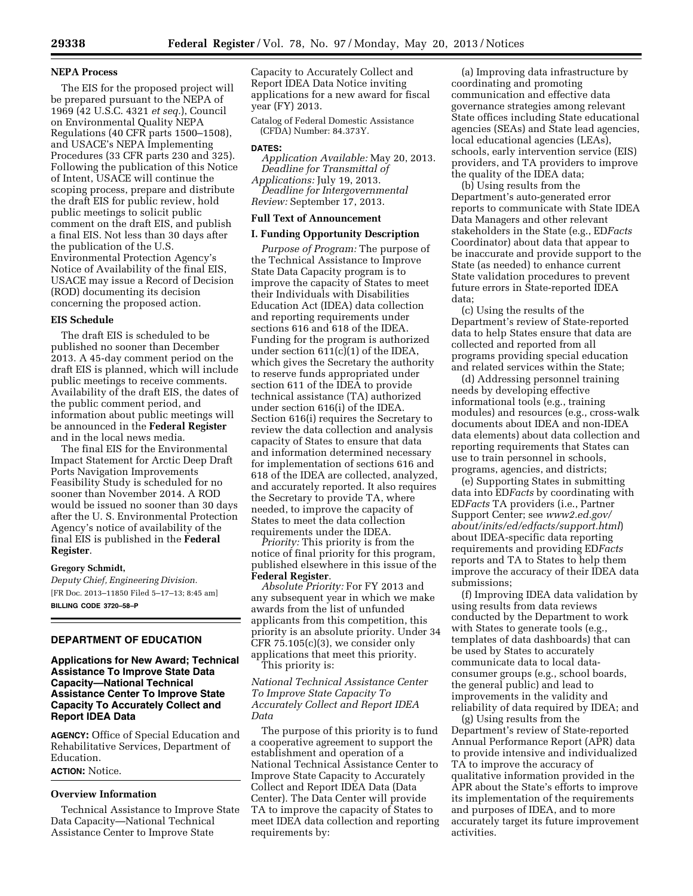**NEPA Process**

The EIS for the proposed project will be prepared pursuant to the NEPA of 1969 (42 U.S.C. 4321 *et seq.*), Council on Environmental Quality NEPA Regulations (40 CFR parts 1500–1508), and USACE's NEPA Implementing Procedures (33 CFR parts 230 and 325). Following the publication of this Notice of Intent, USACE will continue the scoping process, prepare and distribute the draft EIS for public review, hold public meetings to solicit public comment on the draft EIS, and publish a final EIS. Not less than 30 days after the publication of the U.S. Environmental Protection Agency's Notice of Availability of the final EIS, USACE may issue a Record of Decision (ROD) documenting its decision concerning the proposed action.

**EIS Schedule**

The draft EIS is scheduled to be published no sooner than December 2013. A 45-day comment period on the draft EIS is planned, which will include public meetings to receive comments. Availability of the draft EIS, the dates of the public comment period, and information about public meetings will be announced in the **Federal Register** and in the local news media.

The final EIS for the Environmental Impact Statement for Arctic Deep Draft Ports Navigation Improvements Feasibility Study is scheduled for no sooner than November 2014. A ROD would be issued no sooner than 30 days after the U. S. Environmental Protection Agency's notice of availability of the final EIS is published in the **Federal Register**.

**Gregory Schmidt,**

*Deputy Chief, Engineering Division.*

[FR Doc. 2013–11850 Filed 5–17–13; 8:45 am]

**BILLING CODE 3720–58–P**

## DEPARTMENT OF EDUCATION

### Applications for New Award; Technical Assistance To Improve State Data Capacity—National Technical Assistance Center To Improve State Capacity To Accurately Collect and Report IDEA Data

**AGENCY:** Office of Special Education and Rehabilitative Services, Department of Education.

**ACTION:** Notice.

**Overview Information**

Technical Assistance to Improve State Data Capacity—National Technical Assistance Center to Improve State Capacity to Accurately Collect and Report IDEA Data Notice inviting applications for a new award for fiscal year (FY) 2013.

Catalog of Federal Domestic Assistance (CFDA) Number: 84.373Y.

**DATES:**

*Application Available:* May 20, 2013.

*Deadline for Transmittal of Applications:* July 19, 2013.

*Deadline for Intergovernmental Review:* September 17, 2013.

**Full Text of Announcement**

**I. Funding Opportunity Description**

*Purpose of Program:* The purpose of the Technical Assistance to Improve State Data Capacity program is to improve the capacity of States to meet their Individuals with Disabilities Education Act (IDEA) data collection and reporting requirements under sections 616 and 618 of the IDEA. Funding for the program is authorized under section 611(c)(1) of the IDEA, which gives the Secretary the authority to reserve funds appropriated under section 611 of the IDEA to provide technical assistance (TA) authorized under section 616(i) of the IDEA. Section 616(i) requires the Secretary to review the data collection and analysis capacity of States to ensure that data and information determined necessary for implementation of sections 616 and 618 of the IDEA are collected, analyzed, and accurately reported. It also requires the Secretary to provide TA, where needed, to improve the capacity of States to meet the data collection requirements under the IDEA.

*Priority:* This priority is from the notice of final priority for this program, published elsewhere in this issue of the **Federal Register**.

*Absolute Priority:* For FY 2013 and any subsequent year in which we make awards from the list of unfunded applicants from this competition, this priority is an absolute priority. Under 34 CFR 75.105(c)(3), we consider only applications that meet this priority.

This priority is:

*National Technical Assistance Center To Improve State Capacity To Accurately Collect and Report IDEA Data*

The purpose of this priority is to fund a cooperative agreement to support the establishment and operation of a National Technical Assistance Center to Improve State Capacity to Accurately Collect and Report IDEA Data (Data Center). The Data Center will provide TA to improve the capacity of States to meet IDEA data collection and reporting requirements by:

(a) Improving data infrastructure by coordinating and promoting communication and effective data governance strategies among relevant State offices including State educational agencies (SEAs) and State lead agencies, local educational agencies (LEAs), schools, early intervention service (EIS) providers, and TA providers to improve the quality of the IDEA data;

(b) Using results from the Department's auto-generated error reports to communicate with State IDEA Data Managers and other relevant stakeholders in the State (e.g., ED*Facts* Coordinator) about data that appear to be inaccurate and provide support to the State (as needed) to enhance current State validation procedures to prevent future errors in State-reported IDEA data;

(c) Using the results of the Department's review of State-reported data to help States ensure that data are collected and reported from all programs providing special education and related services within the State;

(d) Addressing personnel training needs by developing effective informational tools (e.g., training modules) and resources (e.g., cross-walk documents about IDEA and non-IDEA data elements) about data collection and reporting requirements that States can use to train personnel in schools, programs, agencies, and districts;

(e) Supporting States in submitting data into ED*Facts* by coordinating with ED*Facts* TA providers (i.e., Partner Support Center; see *www2.ed.gov/about/inits/ed/edfacts/support.html*) about IDEA-specific data reporting requirements and providing ED*Facts* reports and TA to States to help them improve the accuracy of their IDEA data submissions;

(f) Improving IDEA data validation by using results from data reviews conducted by the Department to work with States to generate tools (e.g., templates of data dashboards) that can be used by States to accurately communicate data to local data-consumer groups (e.g., school boards, the general public) and lead to improvements in the validity and reliability of data required by IDEA; and

(g) Using results from the Department's review of State-reported Annual Performance Report (APR) data to provide intensive and individualized TA to improve the accuracy of qualitative information provided in the APR about the State's efforts to improve its implementation of the requirements and purposes of IDEA, and to more accurately target its future improvement activities.